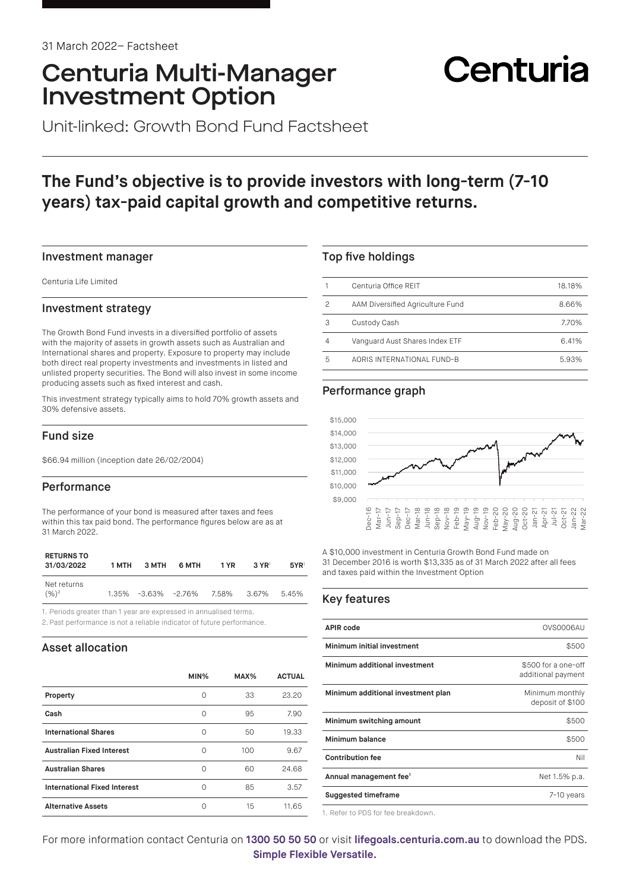31 March 2022– Factsheet

# Centuria Multi-Manager Investment Option

Centuria

Unit-linked: Growth Bond Fund Factsheet

## The Fund's objective is to provide investors with long-term (7-10 years) tax-paid capital growth and competitive returns.

### Investment manager

Centuria Life Limited

### Investment strategy

The Growth Bond Fund invests in a diversified portfolio of assets with the majority of assets in growth assets such as Australian and International shares and property. Exposure to property may include both direct real property investments and investments in listed and unlisted property securities. The Bond will also invest in some income producing assets such as fixed interest and cash.

This investment strategy typically aims to hold 70% growth assets and 30% defensive assets.

### Fund size

$66.94 million (inception date 26/02/2004)

### Performance

The performance of your bond is measured after taxes and fees within this tax paid bond. The performance figures below are as at 31 March 2022.

| RETURNS TO 31/03/2022 | 1 MTH | 3 MTH | 6 MTH | 1 YR | 3 YR[1] | 5YR[1] |
|---|---|---|---|---|---|---|
| Net returns (%)[2] | 1.35% | -3.63% | -2.76% | 7.58% | 3.67% | 5.45% |

1. Periods greater than 1 year are expressed in annualised terms.
2. Past performance is not a reliable indicator of future performance.

### Asset allocation

| | MIN% | MAX% | ACTUAL |
|---|---|---|---|
| **Property** | 0 | 33 | 23.20 |
| **Cash** | 0 | 95 | 7.90 |
| **International Shares** | 0 | 50 | 19.33 |
| **Australian Fixed Interest** | 0 | 100 | 9.67 |
| **Australian Shares** | 0 | 60 | 24.68 |
| **International Fixed Interest** | 0 | 85 | 3.57 |
| **Alternative Assets** | 0 | 15 | 11.65 |

### Top five holdings

| | | |
|---|---|---|
| 1 | Centuria Office REIT | 18.18% |
| 2 | AAM Diversified Agriculture Fund | 8.66% |
| 3 | Custody Cash | 7.70% |
| 4 | Vanguard Aust Shares Index ETF | 6.41% |
| 5 | AORIS INTERNATIONAL FUND-B | 5.93% |

### Performance graph

A $10,000 investment in Centuria Growth Bond Fund made on 31 December 2016 is worth $13,335 as of 31 March 2022 after all fees and taxes paid within the Investment Option

### Key features

| | |
|---|---|
| **APIR code** | OVS0006AU |
| **Minimum initial investment** | $500 |
| **Minimum additional investment** | $500 for a one-off additional payment |
| **Minimum additional investment plan** | Minimum monthly deposit of $100 |
| **Minimum switching amount** | $500 |
| **Minimum balance** | $500 |
| **Contribution fee** | Nil |
| **Annual management fee[1]** | Net 1.5% p.a. |
| **Suggested timeframe** | 7-10 years |

1. Refer to PDS for fee breakdown.

For more information contact Centuria on **1300 50 50 50** or visit **lifegoals.centuria.com.au** to download the PDS.
**Simple Flexible Versatile.**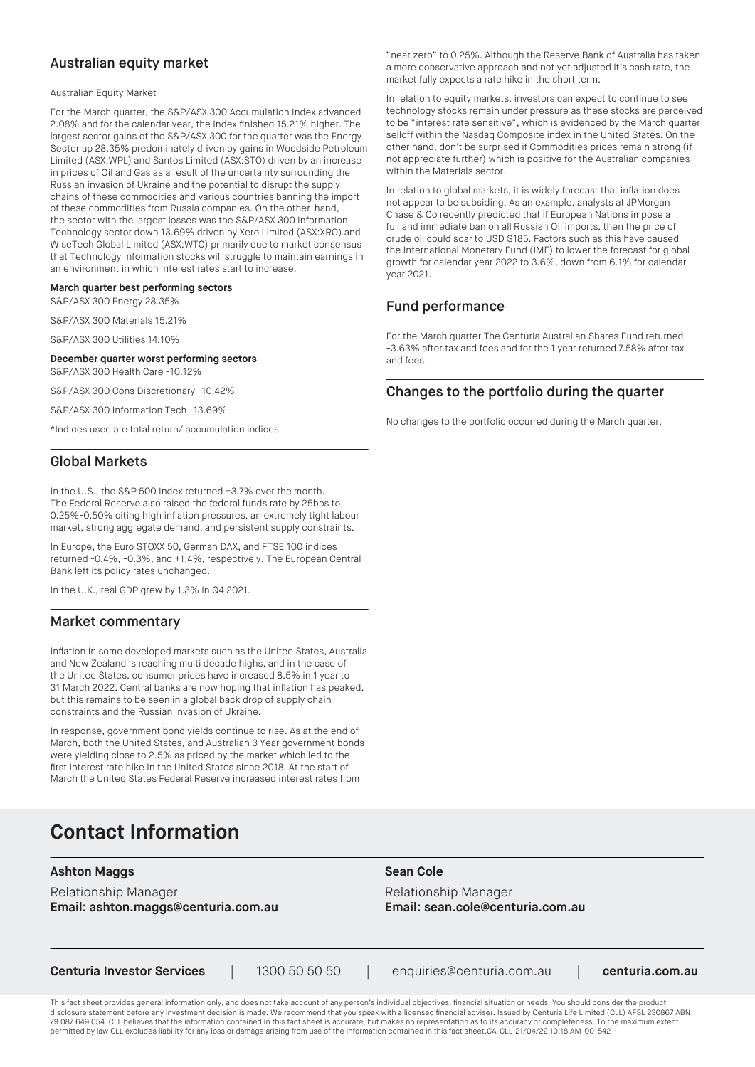## Australian equity market

Australian Equity Market

For the March quarter, the S&P/ASX 300 Accumulation Index advanced 2.08% and for the calendar year, the index finished 15.21% higher. The largest sector gains of the S&P/ASX 300 for the quarter was the Energy Sector up 28.35% predominately driven by gains in Woodside Petroleum Limited (ASX:WPL) and Santos Limited (ASX:STO) driven by an increase in prices of Oil and Gas as a result of the uncertainty surrounding the Russian invasion of Ukraine and the potential to disrupt the supply chains of these commodities and various countries banning the import of these commodities from Russia companies. On the other-hand, the sector with the largest losses was the S&P/ASX 300 Information Technology sector down 13.69% driven by Xero Limited (ASX:XRO) and WiseTech Global Limited (ASX:WTC) primarily due to market consensus that Technology Information stocks will struggle to maintain earnings in an environment in which interest rates start to increase.

**March quarter best performing sectors**

S&P/ASX 300 Energy 28.35%

S&P/ASX 300 Materials 15.21%

S&P/ASX 300 Utilities 14.10%

**December quarter worst performing sectors**

S&P/ASX 300 Health Care -10.12%

S&P/ASX 300 Cons Discretionary -10.42%

S&P/ASX 300 Information Tech -13.69%

*Indices used are total return/ accumulation indices

## Global Markets

In the U.S., the S&P 500 Index returned +3.7% over the month. The Federal Reserve also raised the federal funds rate by 25bps to 0.25%-0.50% citing high inflation pressures, an extremely tight labour market, strong aggregate demand, and persistent supply constraints.

In Europe, the Euro STOXX 50, German DAX, and FTSE 100 indices returned -0.4%, -0.3%, and +1.4%, respectively. The European Central Bank left its policy rates unchanged.

In the U.K., real GDP grew by 1.3% in Q4 2021.

## Market commentary

Inflation in some developed markets such as the United States, Australia and New Zealand is reaching multi decade highs, and in the case of the United States, consumer prices have increased 8.5% in 1 year to 31 March 2022. Central banks are now hoping that inflation has peaked, but this remains to be seen in a global back drop of supply chain constraints and the Russian invasion of Ukraine.

In response, government bond yields continue to rise. As at the end of March, both the United States, and Australian 3 Year government bonds were yielding close to 2.5% as priced by the market which led to the first interest rate hike in the United States since 2018. At the start of March the United States Federal Reserve increased interest rates from "near zero" to 0.25%. Although the Reserve Bank of Australia has taken a more conservative approach and not yet adjusted it's cash rate, the market fully expects a rate hike in the short term.

In relation to equity markets, investors can expect to continue to see technology stocks remain under pressure as these stocks are perceived to be "interest rate sensitive", which is evidenced by the March quarter selloff within the Nasdaq Composite index in the United States. On the other hand, don't be surprised if Commodities prices remain strong (if not appreciate further) which is positive for the Australian companies within the Materials sector.

In relation to global markets, it is widely forecast that inflation does not appear to be subsiding. As an example, analysts at JPMorgan Chase & Co recently predicted that if European Nations impose a full and immediate ban on all Russian Oil imports, then the price of crude oil could soar to USD $185. Factors such as this have caused the International Monetary Fund (IMF) to lower the forecast for global growth for calendar year 2022 to 3.6%, down from 6.1% for calendar year 2021.

## Fund performance

For the March quarter The Centuria Australian Shares Fund returned -3.63% after tax and fees and for the 1 year returned 7.58% after tax and fees.

## Changes to the portfolio during the quarter

No changes to the portfolio occurred during the March quarter.

# Contact Information

**Ashton Maggs**

Relationship Manager
**Email: ashton.maggs@centuria.com.au**

**Sean Cole**

Relationship Manager
**Email: sean.cole@centuria.com.au**

**Centuria Investor Services** | 1300 50 50 50 | enquiries@centuria.com.au | **centuria.com.au**

This fact sheet provides general information only, and does not take account of any person's individual objectives, financial situation or needs. You should consider the product disclosure statement before any investment decision is made. We recommend that you speak with a licensed financial adviser. Issued by Centuria Life Limited (CLL) AFSL 230867 ABN 79 087 649 054. CLL believes that the information contained in this fact sheet is accurate, but makes no representation as to its accuracy or completeness. To the maximum extent permitted by law CLL excludes liability for any loss or damage arising from use of the information contained in this fact sheet.CA-CLL-21/04/22 10:18 AM-001542